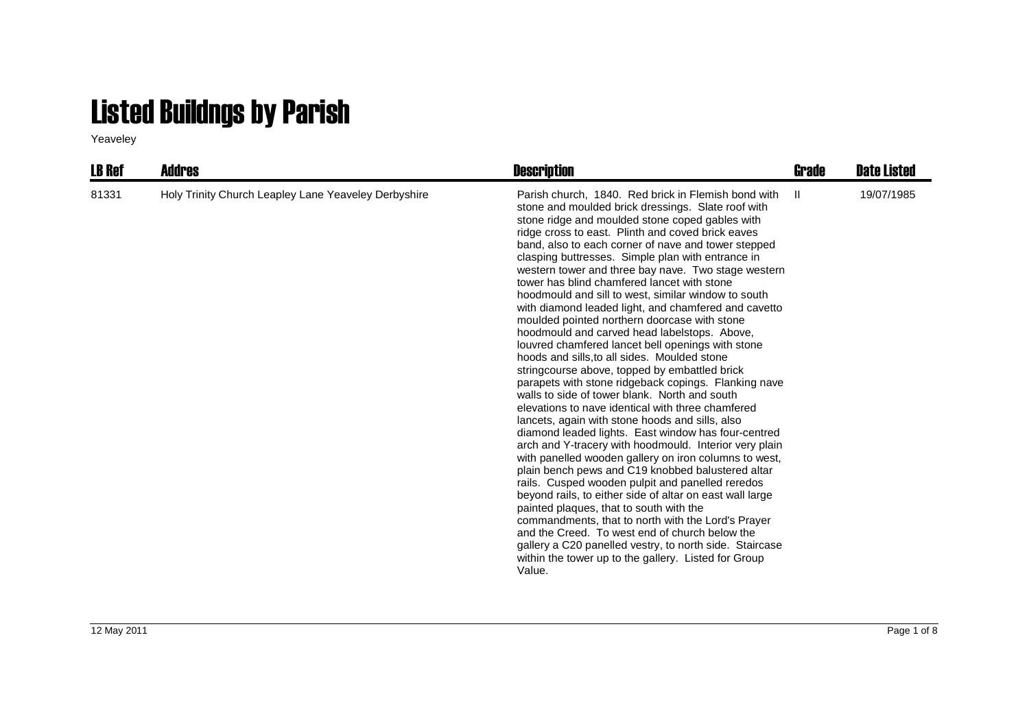# Listed Buildngs by Parish

Yeaveley

| LB Ref | Addres | Description | Grade | Date Listed |
|---|---|---|---|---|
| 81331 | Holy Trinity Church Leapley Lane Yeaveley Derbyshire | Parish church, 1840. Red brick in Flemish bond with stone and moulded brick dressings. Slate roof with stone ridge and moulded stone coped gables with ridge cross to east. Plinth and coved brick eaves band, also to each corner of nave and tower stepped clasping buttresses. Simple plan with entrance in western tower and three bay nave. Two stage western tower has blind chamfered lancet with stone hoodmould and sill to west, similar window to south with diamond leaded light, and chamfered and cavetto moulded pointed northern doorcase with stone hoodmould and carved head labelstops. Above, louvred chamfered lancet bell openings with stone hoods and sills,to all sides. Moulded stone stringcourse above, topped by embattled brick parapets with stone ridgeback copings. Flanking nave walls to side of tower blank. North and south elevations to nave identical with three chamfered lancets, again with stone hoods and sills, also diamond leaded lights. East window has four-centred arch and Y-tracery with hoodmould. Interior very plain with panelled wooden gallery on iron columns to west, plain bench pews and C19 knobbed balustered altar rails. Cusped wooden pulpit and panelled reredos beyond rails, to either side of altar on east wall large painted plaques, that to south with the commandments, that to north with the Lord's Prayer and the Creed. To west end of church below the gallery a C20 panelled vestry, to north side. Staircase within the tower up to the gallery. Listed for Group Value. | II | 19/07/1985 |

12 May 2011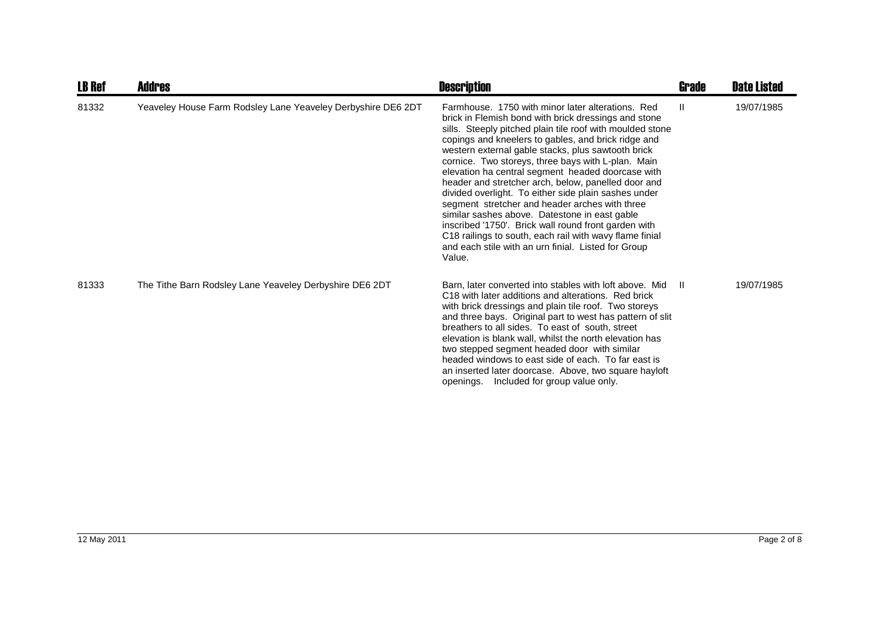| LB Ref | Addres | Description | Grade | Date Listed |
|---|---|---|---|---|
| 81332 | Yeaveley House Farm Rodsley Lane Yeaveley Derbyshire DE6 2DT | Farmhouse. 1750 with minor later alterations. Red brick in Flemish bond with brick dressings and stone sills. Steeply pitched plain tile roof with moulded stone copings and kneelers to gables, and brick ridge and western external gable stacks, plus sawtooth brick cornice. Two storeys, three bays with L-plan. Main elevation ha central segment headed doorcase with header and stretcher arch, below, panelled door and divided overlight. To either side plain sashes under segment stretcher and header arches with three similar sashes above. Datestone in east gable inscribed '1750'. Brick wall round front garden with C18 railings to south, each rail with wavy flame finial and each stile with an urn finial. Listed for Group Value. | II | 19/07/1985 |
| 81333 | The Tithe Barn Rodsley Lane Yeaveley Derbyshire DE6 2DT | Barn, later converted into stables with loft above. Mid C18 with later additions and alterations. Red brick with brick dressings and plain tile roof. Two storeys and three bays. Original part to west has pattern of slit breathers to all sides. To east of south, street elevation is blank wall, whilst the north elevation has two stepped segment headed door with similar headed windows to east side of each. To far east is an inserted later doorcase. Above, two square hayloft openings. Included for group value only. | II | 19/07/1985 |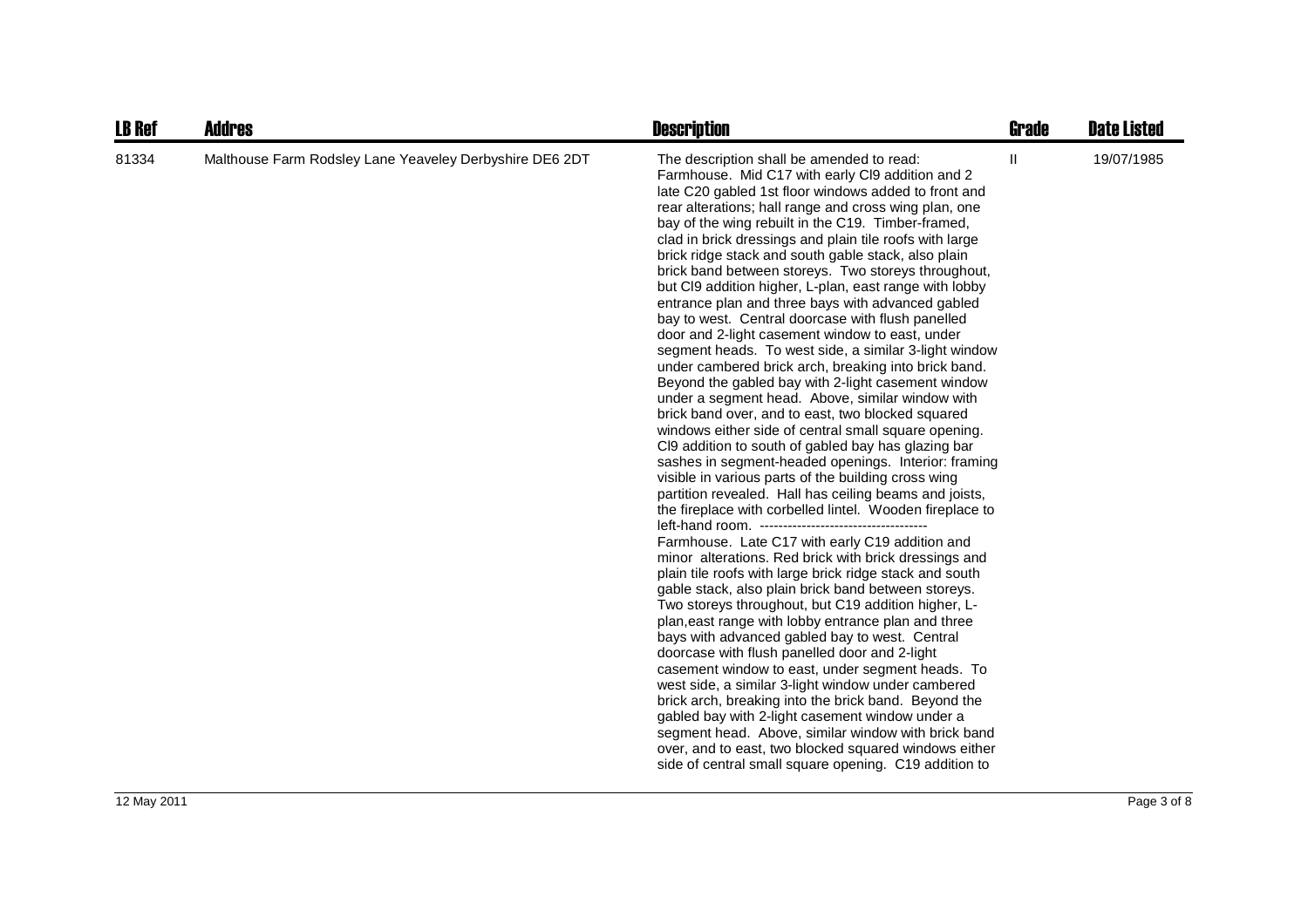| LB Ref | Addres | Description | Grade | Date Listed |
|---|---|---|---|---|
| 81334 | Malthouse Farm Rodsley Lane Yeaveley Derbyshire DE6 2DT | The description shall be amended to read: Farmhouse. Mid C17 with early Cl9 addition and 2 late C20 gabled 1st floor windows added to front and rear alterations; hall range and cross wing plan, one bay of the wing rebuilt in the C19. Timber-framed, clad in brick dressings and plain tile roofs with large brick ridge stack and south gable stack, also plain brick band between storeys. Two storeys throughout, but Cl9 addition higher, L-plan, east range with lobby entrance plan and three bays with advanced gabled bay to west. Central doorcase with flush panelled door and 2-light casement window to east, under segment heads. To west side, a similar 3-light window under cambered brick arch, breaking into brick band. Beyond the gabled bay with 2-light casement window under a segment head. Above, similar window with brick band over, and to east, two blocked squared windows either side of central small square opening. Cl9 addition to south of gabled bay has glazing bar sashes in segment-headed openings. Interior: framing visible in various parts of the building cross wing partition revealed. Hall has ceiling beams and joists, the fireplace with corbelled lintel. Wooden fireplace to left-hand room. ------------------------------------ Farmhouse. Late C17 with early C19 addition and minor alterations. Red brick with brick dressings and plain tile roofs with large brick ridge stack and south gable stack, also plain brick band between storeys. Two storeys throughout, but C19 addition higher, L-plan,east range with lobby entrance plan and three bays with advanced gabled bay to west. Central doorcase with flush panelled door and 2-light casement window to east, under segment heads. To west side, a similar 3-light window under cambered brick arch, breaking into the brick band. Beyond the gabled bay with 2-light casement window under a segment head. Above, similar window with brick band over, and to east, two blocked squared windows either side of central small square opening. C19 addition to | II | 19/07/1985 |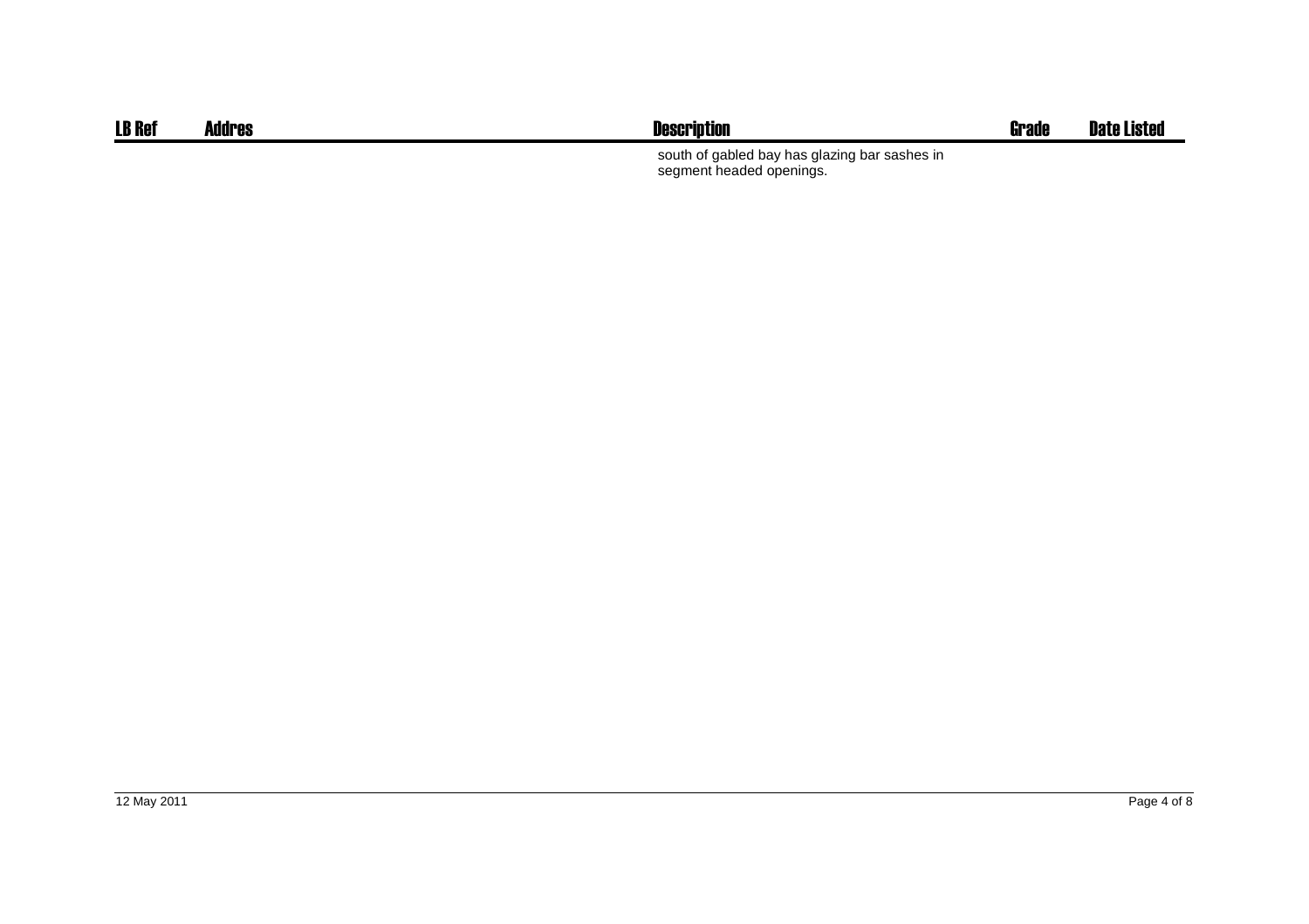| LB Ref | Addres | Description | Grade | Date Listed |
| --- | --- | --- | --- | --- |
| | | south of gabled bay has glazing bar sashes in segment headed openings. | | |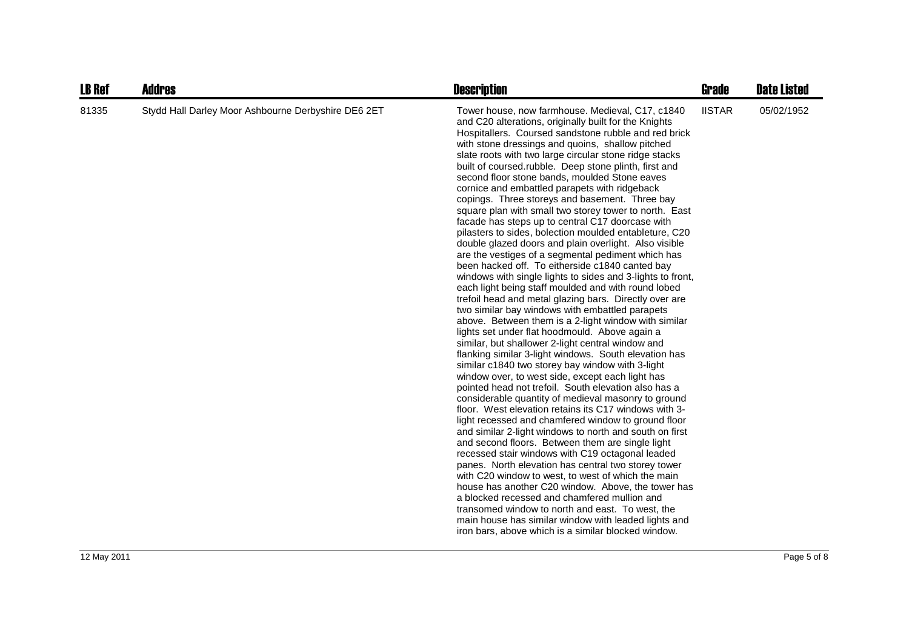| LB Ref | Addres | Description | Grade | Date Listed |
|---|---|---|---|---|
| 81335 | Stydd Hall Darley Moor Ashbourne Derbyshire DE6 2ET | Tower house, now farmhouse. Medieval, C17, c1840 and C20 alterations, originally built for the Knights Hospitallers. Coursed sandstone rubble and red brick with stone dressings and quoins, shallow pitched slate roots with two large circular stone ridge stacks built of coursed.rubble. Deep stone plinth, first and second floor stone bands, moulded Stone eaves cornice and embattled parapets with ridgeback copings. Three storeys and basement. Three bay square plan with small two storey tower to north. East facade has steps up to central C17 doorcase with pilasters to sides, bolection moulded entableture, C20 double glazed doors and plain overlight. Also visible are the vestiges of a segmental pediment which has been hacked off. To eitherside c1840 canted bay windows with single lights to sides and 3-lights to front, each light being staff moulded and with round lobed trefoil head and metal glazing bars. Directly over are two similar bay windows with embattled parapets above. Between them is a 2-light window with similar lights set under flat hoodmould. Above again a similar, but shallower 2-light central window and flanking similar 3-light windows. South elevation has similar c1840 two storey bay window with 3-light window over, to west side, except each light has pointed head not trefoil. South elevation also has a considerable quantity of medieval masonry to ground floor. West elevation retains its C17 windows with 3-light recessed and chamfered window to ground floor and similar 2-light windows to north and south on first and second floors. Between them are single light recessed stair windows with C19 octagonal leaded panes. North elevation has central two storey tower with C20 window to west, to west of which the main house has another C20 window. Above, the tower has a blocked recessed and chamfered mullion and transomed window to north and east. To west, the main house has similar window with leaded lights and iron bars, above which is a similar blocked window. | IISTAR | 05/02/1952 |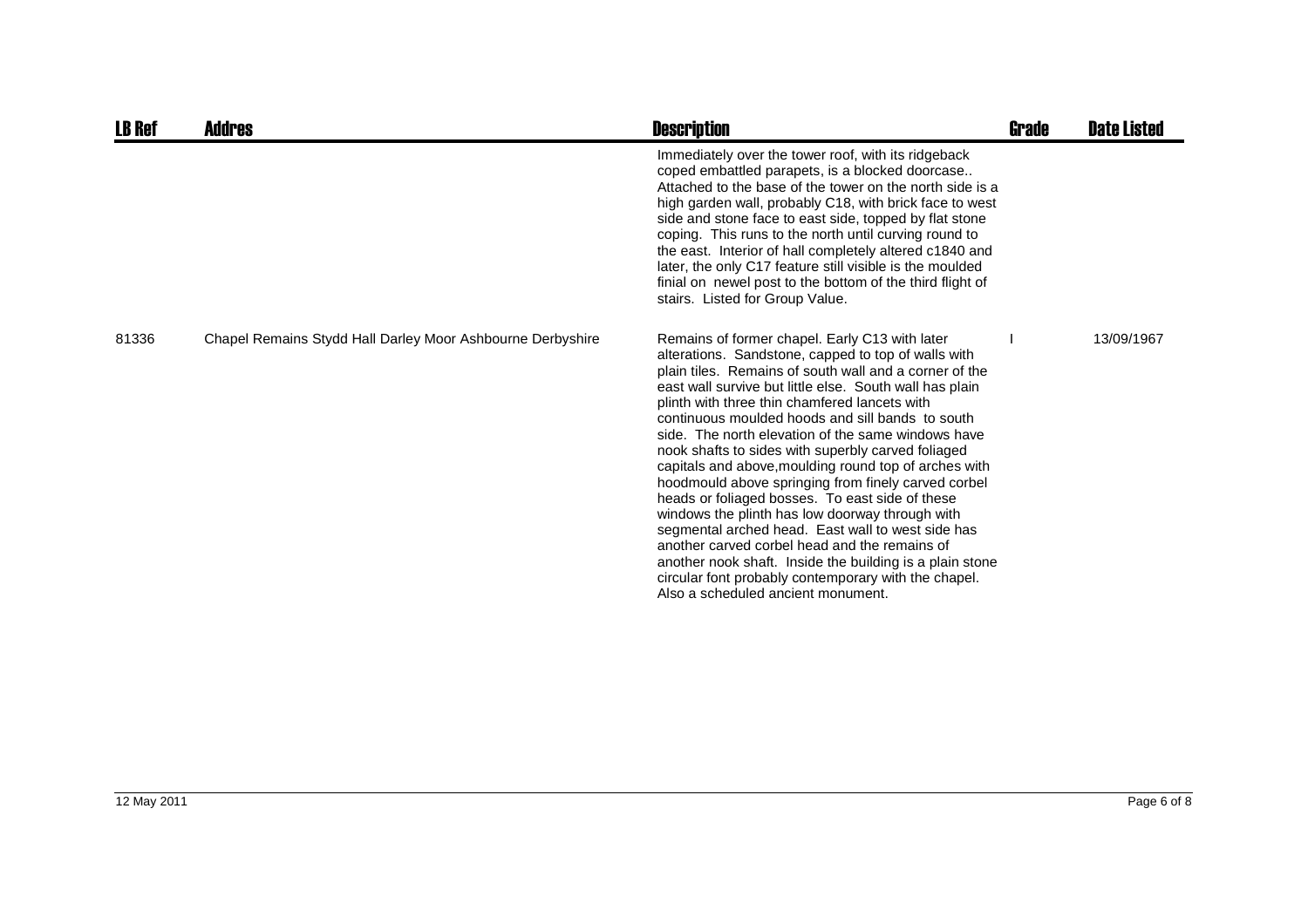| LB Ref | Addres | Description | Grade | Date Listed |
|---|---|---|---|---|
| | | Immediately over the tower roof, with its ridgeback coped embattled parapets, is a blocked doorcase.. Attached to the base of the tower on the north side is a high garden wall, probably C18, with brick face to west side and stone face to east side, topped by flat stone coping. This runs to the north until curving round to the east. Interior of hall completely altered c1840 and later, the only C17 feature still visible is the moulded finial on newel post to the bottom of the third flight of stairs. Listed for Group Value. | | |
| 81336 | Chapel Remains Stydd Hall Darley Moor Ashbourne Derbyshire | Remains of former chapel. Early C13 with later alterations. Sandstone, capped to top of walls with plain tiles. Remains of south wall and a corner of the east wall survive but little else. South wall has plain plinth with three thin chamfered lancets with continuous moulded hoods and sill bands to south side. The north elevation of the same windows have nook shafts to sides with superbly carved foliaged capitals and above,moulding round top of arches with hoodmould above springing from finely carved corbel heads or foliaged bosses. To east side of these windows the plinth has low doorway through with segmental arched head. East wall to west side has another carved corbel head and the remains of another nook shaft. Inside the building is a plain stone circular font probably contemporary with the chapel. Also a scheduled ancient monument. | I | 13/09/1967 |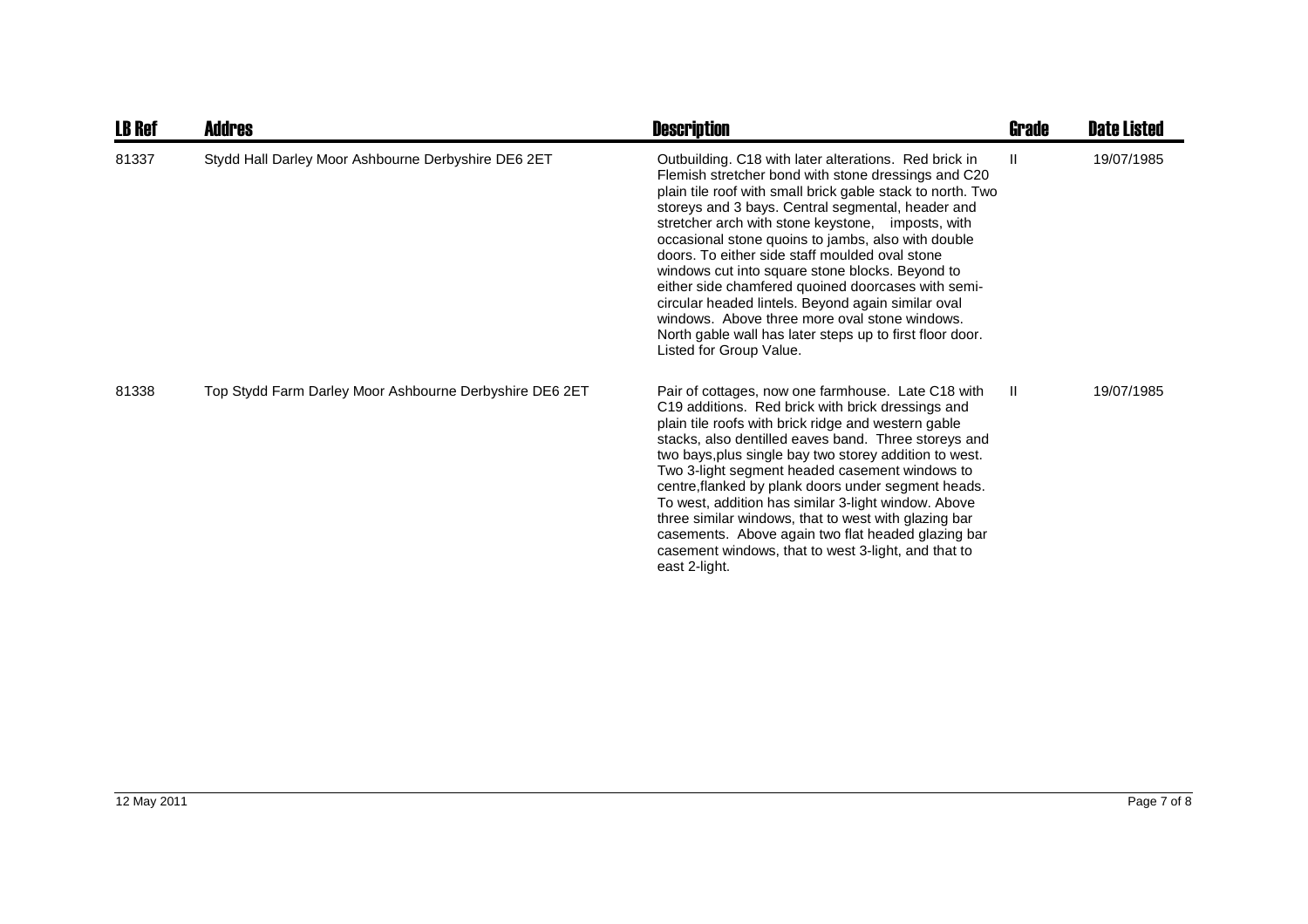| LB Ref | Addres | Description | Grade | Date Listed |
|---|---|---|---|---|
| 81337 | Stydd Hall Darley Moor Ashbourne Derbyshire DE6 2ET | Outbuilding. C18 with later alterations. Red brick in Flemish stretcher bond with stone dressings and C20 plain tile roof with small brick gable stack to north. Two storeys and 3 bays. Central segmental, header and stretcher arch with stone keystone, imposts, with occasional stone quoins to jambs, also with double doors. To either side staff moulded oval stone windows cut into square stone blocks. Beyond to either side chamfered quoined doorcases with semi-circular headed lintels. Beyond again similar oval windows. Above three more oval stone windows. North gable wall has later steps up to first floor door. Listed for Group Value. | II | 19/07/1985 |
| 81338 | Top Stydd Farm Darley Moor Ashbourne Derbyshire DE6 2ET | Pair of cottages, now one farmhouse. Late C18 with C19 additions. Red brick with brick dressings and plain tile roofs with brick ridge and western gable stacks, also dentilled eaves band. Three storeys and two bays,plus single bay two storey addition to west. Two 3-light segment headed casement windows to centre,flanked by plank doors under segment heads. To west, addition has similar 3-light window. Above three similar windows, that to west with glazing bar casements. Above again two flat headed glazing bar casement windows, that to west 3-light, and that to east 2-light. | II | 19/07/1985 |

12 May 2011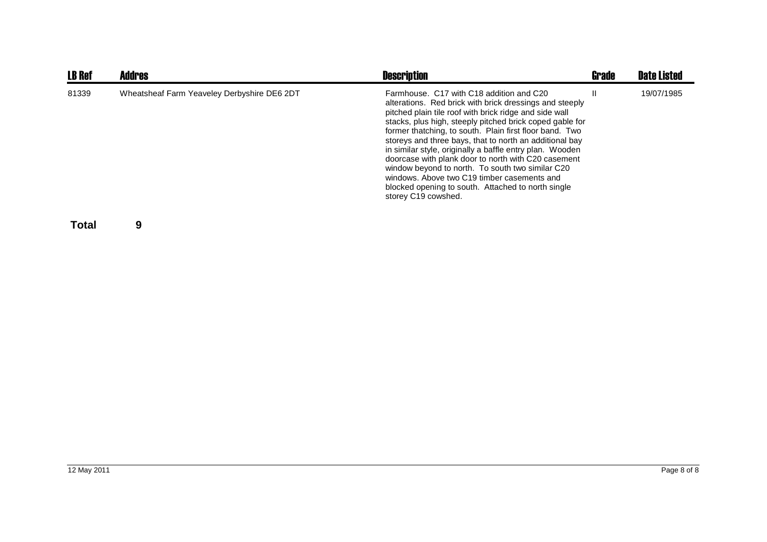| LB Ref | Addres | Description | Grade | Date Listed |
|---|---|---|---|---|
| 81339 | Wheatsheaf Farm Yeaveley Derbyshire DE6 2DT | Farmhouse. C17 with C18 addition and C20 alterations. Red brick with brick dressings and steeply pitched plain tile roof with brick ridge and side wall stacks, plus high, steeply pitched brick coped gable for former thatching, to south. Plain first floor band. Two storeys and three bays, that to north an additional bay in similar style, originally a baffle entry plan. Wooden doorcase with plank door to north with C20 casement window beyond to north. To south two similar C20 windows. Above two C19 timber casements and blocked opening to south. Attached to north single storey C19 cowshed. | II | 19/07/1985 |

**Total** **9**

12 May 2011